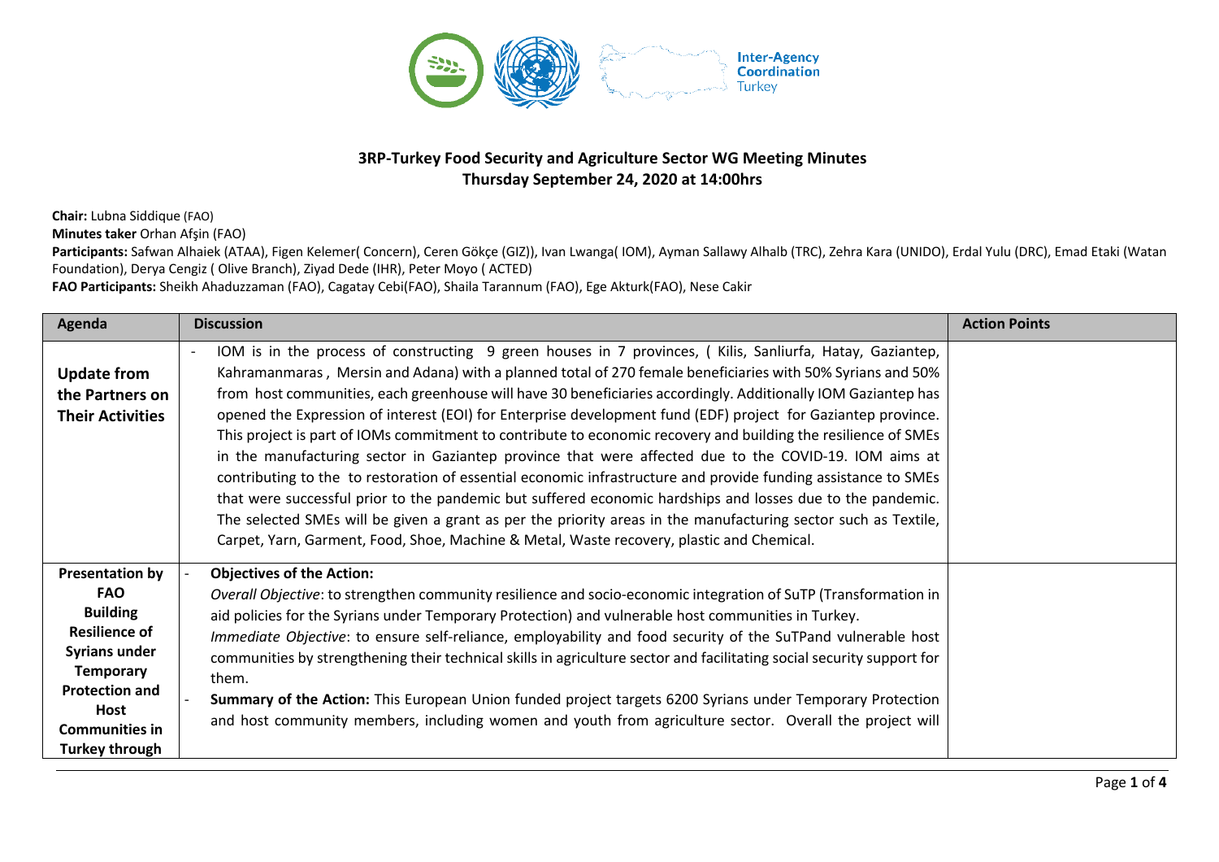Inter-Agency Coordination Turkey

## 3RP-Turkey Food Security and Agriculture Sector WG Meeting Minutes
## Thursday September 24, 2020 at 14:00hrs

**Chair:** Lubna Siddique (FAO)
**Minutes taker** Orhan Afşin (FAO)
**Participants:** Safwan Alhaiek (ATAA), Figen Kelemer( Concern), Ceren Gökçe (GIZ)), Ivan Lwanga( IOM), Ayman Sallawy Alhalb (TRC), Zehra Kara (UNIDO), Erdal Yulu (DRC), Emad Etaki (Watan Foundation), Derya Cengiz ( Olive Branch), Ziyad Dede (IHR), Peter Moyo ( ACTED)
**FAO Participants:** Sheikh Ahaduzzaman (FAO), Cagatay Cebi(FAO), Shaila Tarannum (FAO), Ege Akturk(FAO), Nese Cakir

| Agenda | Discussion | Action Points |
|---|---|---|
| **Update from the Partners on Their Activities** | - IOM is in the process of constructing 9 green houses in 7 provinces, ( Kilis, Sanliurfa, Hatay, Gaziantep, Kahramanmaras , Mersin and Adana) with a planned total of 270 female beneficiaries with 50% Syrians and 50% from host communities, each greenhouse will have 30 beneficiaries accordingly. Additionally IOM Gaziantep has opened the Expression of interest (EOI) for Enterprise development fund (EDF) project for Gaziantep province. This project is part of IOMs commitment to contribute to economic recovery and building the resilience of SMEs in the manufacturing sector in Gaziantep province that were affected due to the COVID-19. IOM aims at contributing to the to restoration of essential economic infrastructure and provide funding assistance to SMEs that were successful prior to the pandemic but suffered economic hardships and losses due to the pandemic. The selected SMEs will be given a grant as per the priority areas in the manufacturing sector such as Textile, Carpet, Yarn, Garment, Food, Shoe, Machine & Metal, Waste recovery, plastic and Chemical. | |
| **Presentation by FAO Building Resilience of Syrians under Temporary Protection and Host Communities in Turkey through** | - **Objectives of the Action:**<br>*Overall Objective*: to strengthen community resilience and socio-economic integration of SuTP (Transformation in aid policies for the Syrians under Temporary Protection) and vulnerable host communities in Turkey.<br>*Immediate Objective*: to ensure self-reliance, employability and food security of the SuTPand vulnerable host communities by strengthening their technical skills in agriculture sector and facilitating social security support for them.<br>- **Summary of the Action:** This European Union funded project targets 6200 Syrians under Temporary Protection and host community members, including women and youth from agriculture sector. Overall the project will | |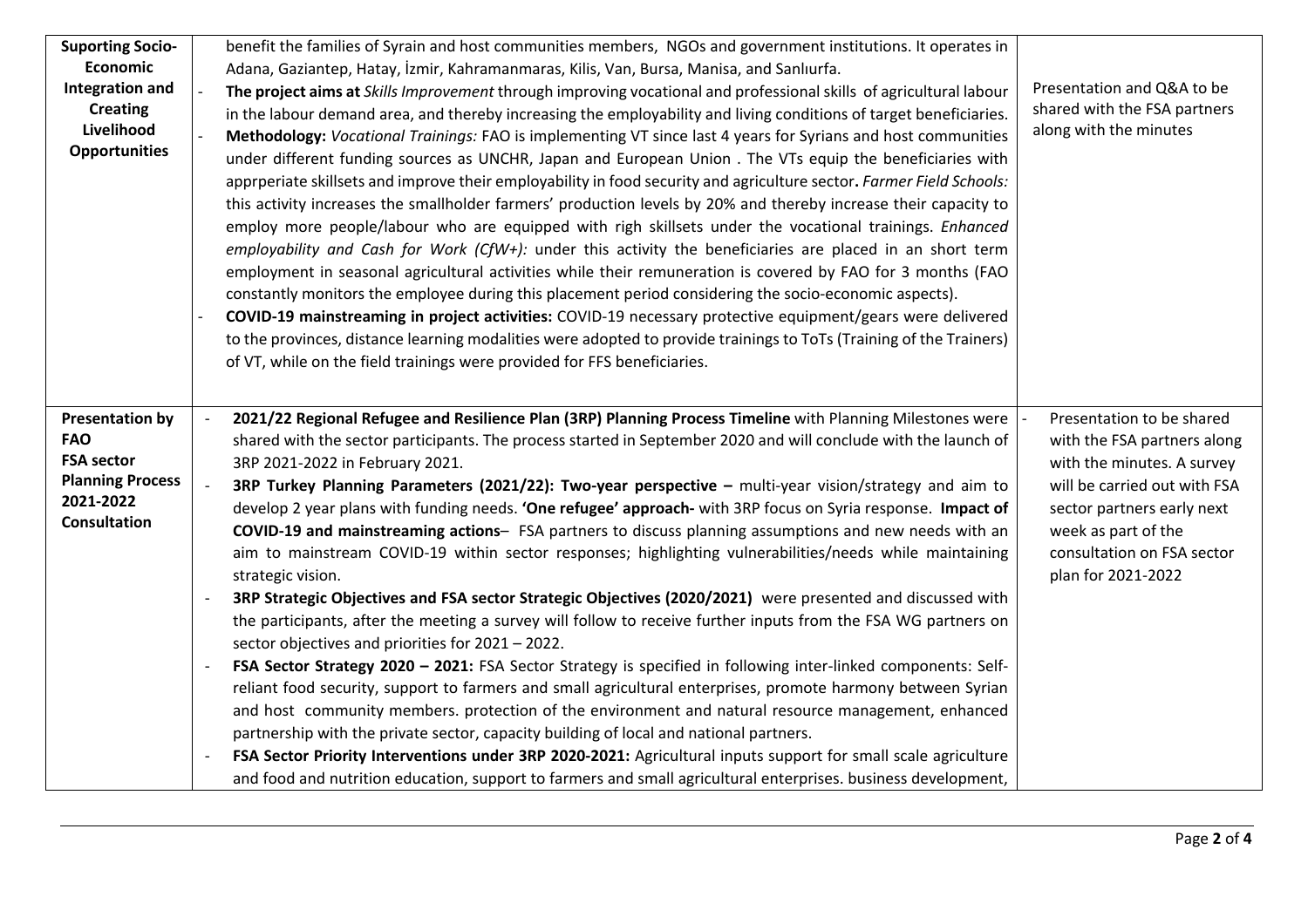| | | |
|---|---|---|
| **Suporting Socio-Economic Integration and Creating Livelihood Opportunities** | benefit the families of Syrain and host communities members, NGOs and government institutions. It operates in Adana, Gaziantep, Hatay, İzmir, Kahramanmaras, Kilis, Van, Bursa, Manisa, and Sanlıurfa.<br>- **The project aims at** *Skills Improvement* through improving vocational and professional skills of agricultural labour in the labour demand area, and thereby increasing the employability and living conditions of target beneficiaries.<br>- **Methodology:** *Vocational Trainings:* FAO is implementing VT since last 4 years for Syrians and host communities under different funding sources as UNCHR, Japan and European Union . The VTs equip the beneficiaries with apprperiate skillsets and improve their employability in food security and agriculture sector**.** *Farmer Field Schools:* this activity increases the smallholder farmers' production levels by 20% and thereby increase their capacity to employ more people/labour who are equipped with righ skillsets under the vocational trainings. *Enhanced employability and Cash for Work (CfW+):* under this activity the beneficiaries are placed in an short term employment in seasonal agricultural activities while their remuneration is covered by FAO for 3 months (FAO constantly monitors the employee during this placement period considering the socio-economic aspects).<br>- **COVID-19 mainstreaming in project activities:** COVID-19 necessary protective equipment/gears were delivered to the provinces, distance learning modalities were adopted to provide trainings to ToTs (Training of the Trainers) of VT, while on the field trainings were provided for FFS beneficiaries. | Presentation and Q&A to be shared with the FSA partners along with the minutes |
| **Presentation by FAO**<br>**FSA sector Planning Process 2021-2022 Consultation** | - **2021/22 Regional Refugee and Resilience Plan (3RP) Planning Process Timeline** with Planning Milestones were shared with the sector participants. The process started in September 2020 and will conclude with the launch of 3RP 2021-2022 in February 2021.<br>- **3RP Turkey Planning Parameters (2021/22): Two-year perspective –** multi-year vision/strategy and aim to develop 2 year plans with funding needs. **'One refugee' approach-** with 3RP focus on Syria response. **Impact of COVID-19 and mainstreaming actions**– FSA partners to discuss planning assumptions and new needs with an aim to mainstream COVID-19 within sector responses; highlighting vulnerabilities/needs while maintaining strategic vision.<br>- **3RP Strategic Objectives and FSA sector Strategic Objectives (2020/2021)** were presented and discussed with the participants, after the meeting a survey will follow to receive further inputs from the FSA WG partners on sector objectives and priorities for 2021 – 2022.<br>- **FSA Sector Strategy 2020 – 2021:** FSA Sector Strategy is specified in following inter-linked components: Self-reliant food security, support to farmers and small agricultural enterprises, promote harmony between Syrian and host community members. protection of the environment and natural resource management, enhanced partnership with the private sector, capacity building of local and national partners.<br>- **FSA Sector Priority Interventions under 3RP 2020-2021:** Agricultural inputs support for small scale agriculture and food and nutrition education, support to farmers and small agricultural enterprises. business development, | - Presentation to be shared with the FSA partners along with the minutes. A survey will be carried out with FSA sector partners early next week as part of the consultation on FSA sector plan for 2021-2022 |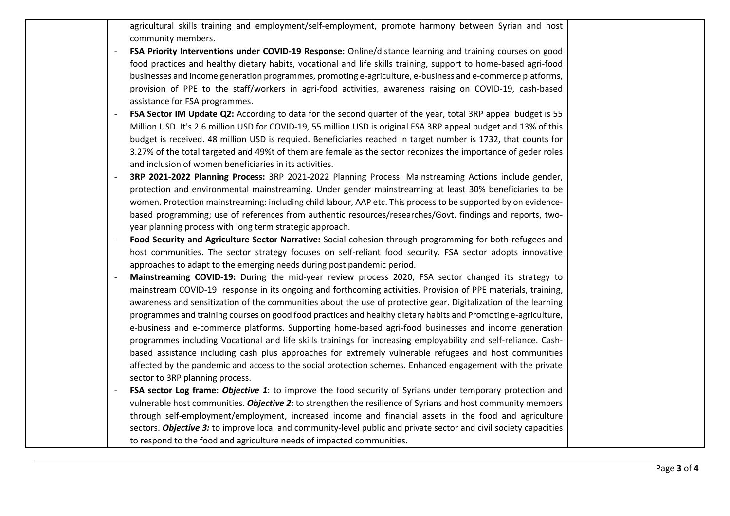| | | |
|---|---|---|
| | agricultural skills training and employment/self-employment, promote harmony between Syrian and host community members.<br>- **FSA Priority Interventions under COVID-19 Response:** Online/distance learning and training courses on good food practices and healthy dietary habits, vocational and life skills training, support to home-based agri-food businesses and income generation programmes, promoting e-agriculture, e-business and e-commerce platforms, provision of PPE to the staff/workers in agri-food activities, awareness raising on COVID-19, cash-based assistance for FSA programmes.<br>- **FSA Sector IM Update Q2:** According to data for the second quarter of the year, total 3RP appeal budget is 55 Million USD. It's 2.6 million USD for COVID-19, 55 million USD is original FSA 3RP appeal budget and 13% of this budget is received. 48 million USD is requied. Beneficiaries reached in target number is 1732, that counts for 3.27% of the total targeted and 49%t of them are female as the sector reconizes the importance of geder roles and inclusion of women beneficiaries in its activities.<br>- **3RP 2021-2022 Planning Process:** 3RP 2021-2022 Planning Process: Mainstreaming Actions include gender, protection and environmental mainstreaming. Under gender mainstreaming at least 30% beneficiaries to be women. Protection mainstreaming: including child labour, AAP etc. This process to be supported by on evidence-based programming; use of references from authentic resources/researches/Govt. findings and reports, two-year planning process with long term strategic approach.<br>- **Food Security and Agriculture Sector Narrative:** Social cohesion through programming for both refugees and host communities. The sector strategy focuses on self-reliant food security. FSA sector adopts innovative approaches to adapt to the emerging needs during post pandemic period.<br>- **Mainstreaming COVID-19:** During the mid-year review process 2020, FSA sector changed its strategy to mainstream COVID-19 response in its ongoing and forthcoming activities. Provision of PPE materials, training, awareness and sensitization of the communities about the use of protective gear. Digitalization of the learning programmes and training courses on good food practices and healthy dietary habits and Promoting e-agriculture, e-business and e-commerce platforms. Supporting home-based agri-food businesses and income generation programmes including Vocational and life skills trainings for increasing employability and self-reliance. Cash-based assistance including cash plus approaches for extremely vulnerable refugees and host communities affected by the pandemic and access to the social protection schemes. Enhanced engagement with the private sector to 3RP planning process.<br>- **FSA sector Log frame:** ***Objective 1***: to improve the food security of Syrians under temporary protection and vulnerable host communities. ***Objective 2***: to strengthen the resilience of Syrians and host community members through self-employment/employment, increased income and financial assets in the food and agriculture sectors. ***Objective 3:*** to improve local and community-level public and private sector and civil society capacities to respond to the food and agriculture needs of impacted communities. | |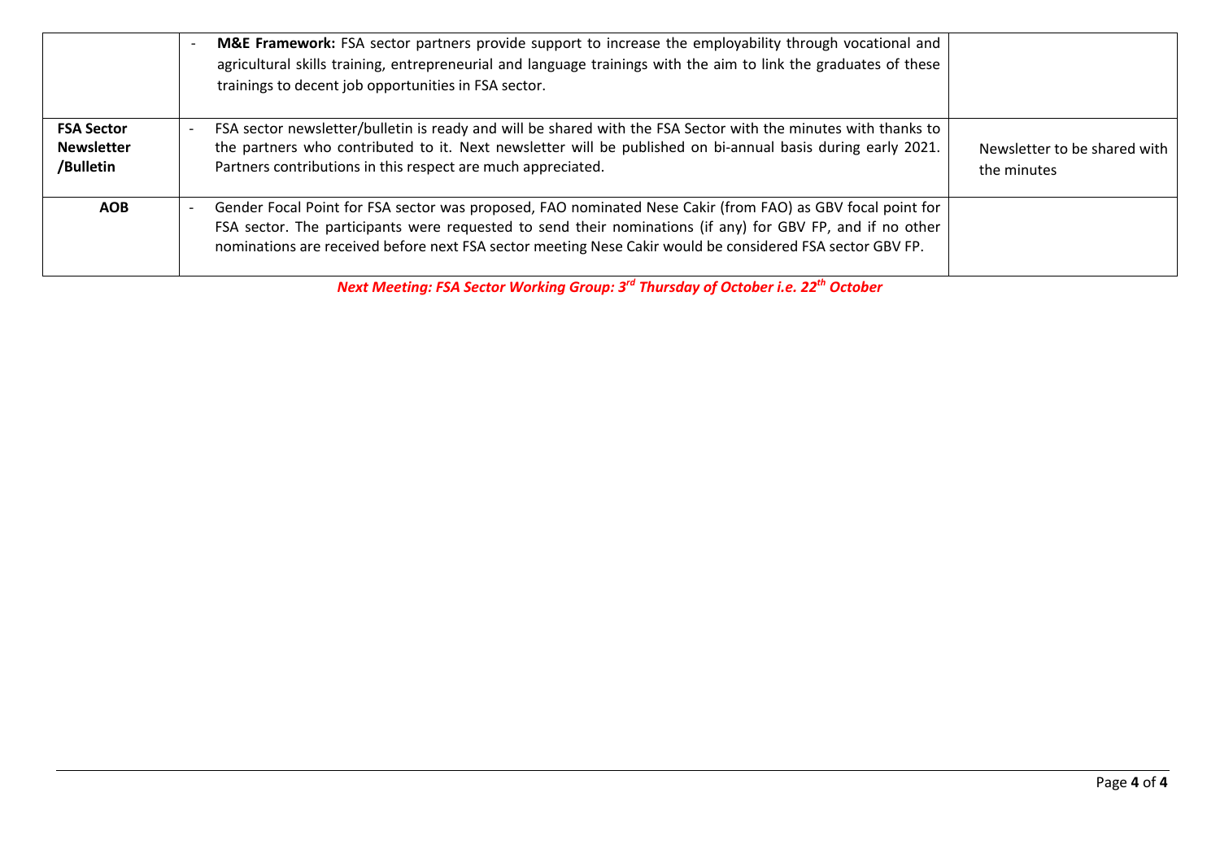| | | |
|---|---|---|
| | - **M&E Framework:** FSA sector partners provide support to increase the employability through vocational and agricultural skills training, entrepreneurial and language trainings with the aim to link the graduates of these trainings to decent job opportunities in FSA sector. | |
| **FSA Sector Newsletter /Bulletin** | - FSA sector newsletter/bulletin is ready and will be shared with the FSA Sector with the minutes with thanks to the partners who contributed to it. Next newsletter will be published on bi-annual basis during early 2021. Partners contributions in this respect are much appreciated. | Newsletter to be shared with the minutes |
| **AOB** | - Gender Focal Point for FSA sector was proposed, FAO nominated Nese Cakir (from FAO) as GBV focal point for FSA sector. The participants were requested to send their nominations (if any) for GBV FP, and if no other nominations are received before next FSA sector meeting Nese Cakir would be considered FSA sector GBV FP. | |

***Next Meeting: FSA Sector Working Group: 3rd Thursday of October i.e. 22th October***